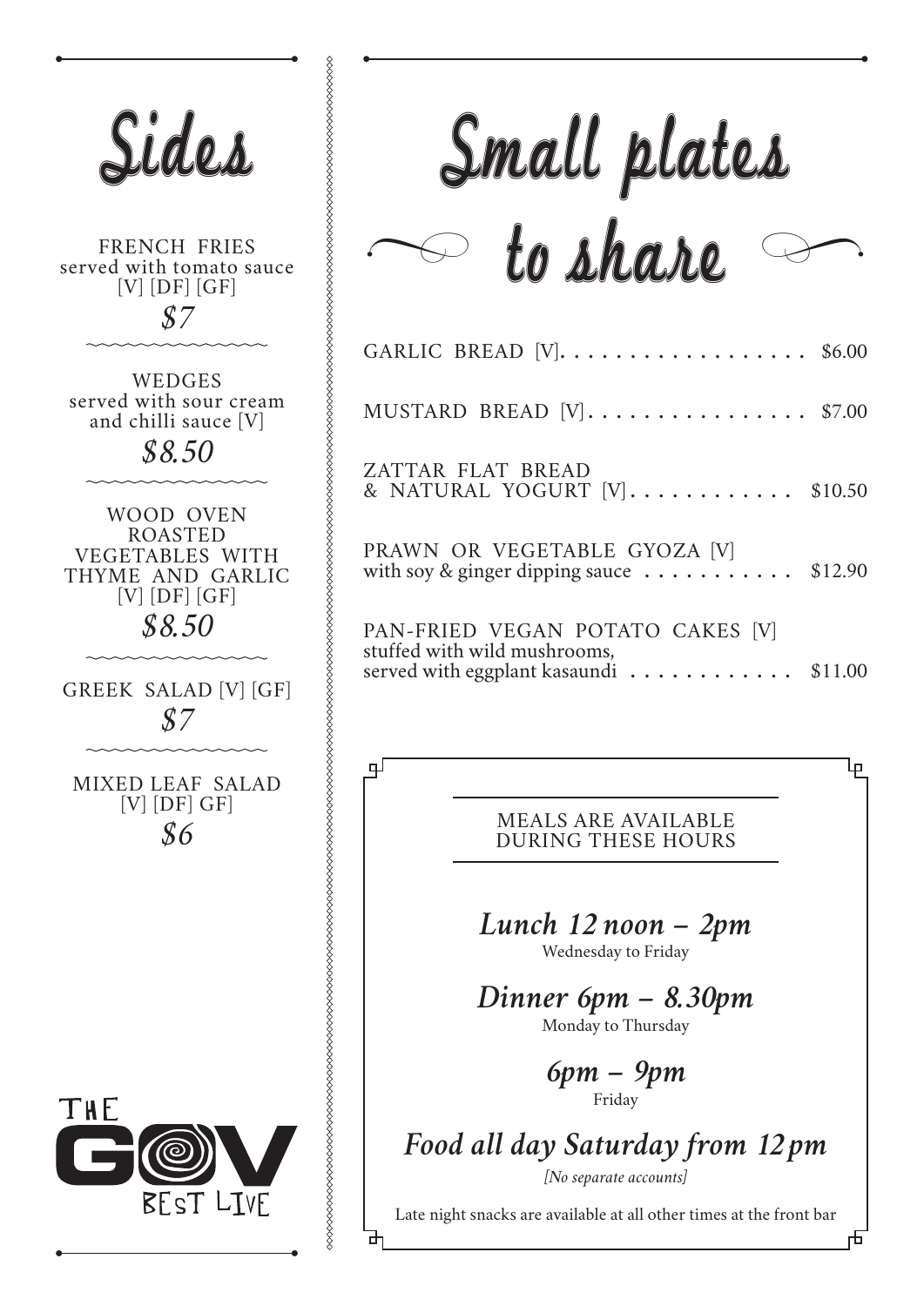# Sides

FRENCH FRIES
served with tomato sauce
[V] [DF] [GF]

*$7*

WEDGES
served with sour cream and chilli sauce [V]

*$8.50*

WOOD OVEN ROASTED VEGETABLES WITH THYME AND GARLIC
[V] [DF] [GF]

*$8.50*

GREEK SALAD [V] [GF]

*$7*

MIXED LEAF SALAD
[V] [DF] GF]

*$6*

THE GOV
BEST LIVE

# Small plates to share

GARLIC BREAD [V]. . . . . . . . . . . . . . . . . . $6.00

MUSTARD BREAD [V]. . . . . . . . . . . . . . . . . $7.00

ZATTAR FLAT BREAD & NATURAL YOGURT [V]. . . . . . . . . . . . . $10.50

PRAWN OR VEGETABLE GYOZA [V]
with soy & ginger dipping sauce . . . . . . . . . . . $12.90

PAN-FRIED VEGAN POTATO CAKES [V]
stuffed with wild mushrooms, served with eggplant kasaundi . . . . . . . . . . . . $11.00

MEALS ARE AVAILABLE DURING THESE HOURS

*Lunch 12 noon – 2pm*
Wednesday to Friday

*Dinner 6pm – 8.30pm*
Monday to Thursday

*6pm – 9pm*
Friday

*Food all day Saturday from 12 pm*

*[No separate accounts]*

Late night snacks are available at all other times at the front bar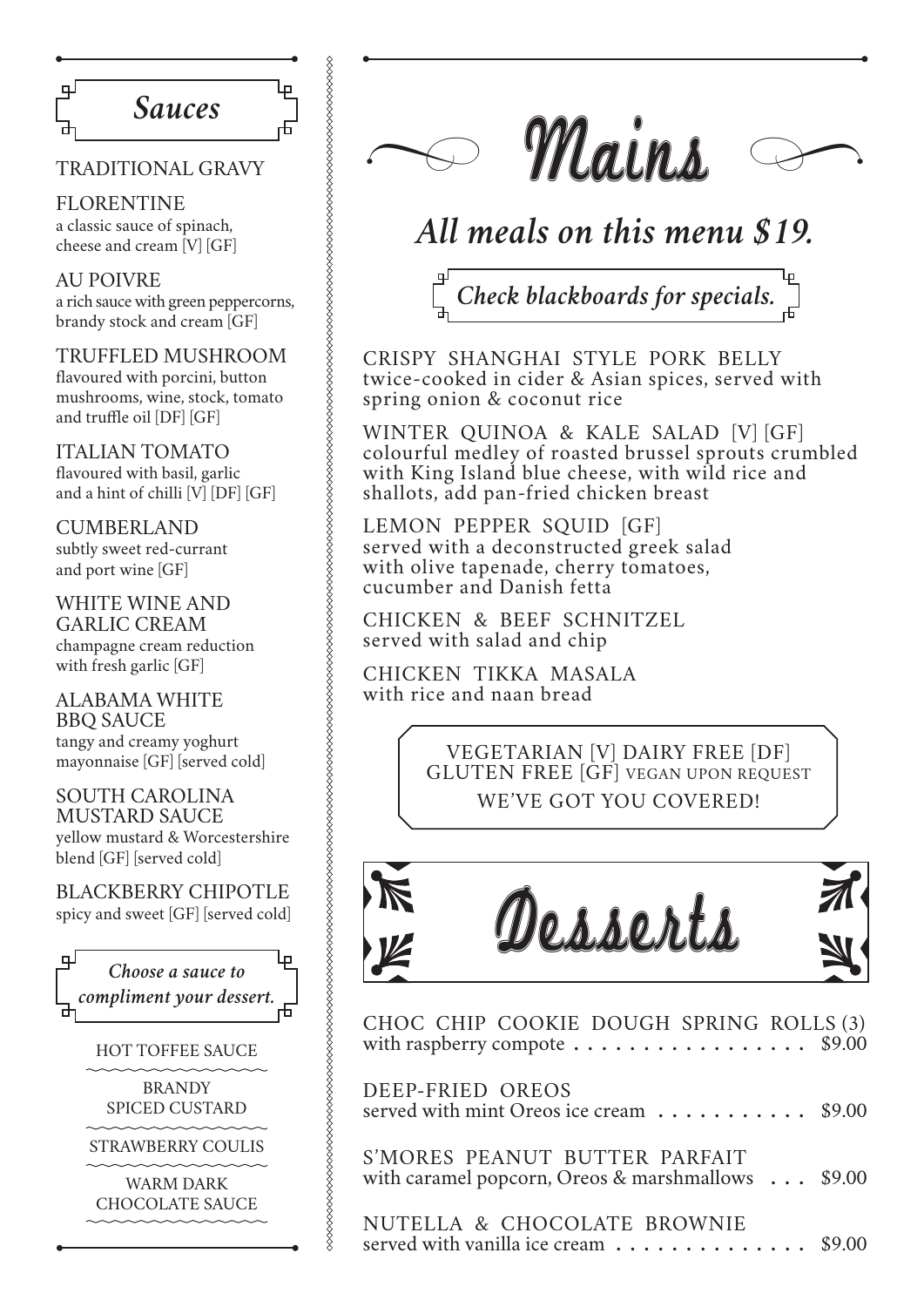## Sauces

TRADITIONAL GRAVY

FLORENTINE
a classic sauce of spinach, cheese and cream [V] [GF]

AU POIVRE
a rich sauce with green peppercorns, brandy stock and cream [GF]

TRUFFLED MUSHROOM
flavoured with porcini, button mushrooms, wine, stock, tomato and truffle oil [DF] [GF]

ITALIAN TOMATO
flavoured with basil, garlic and a hint of chilli [V] [DF] [GF]

CUMBERLAND
subtly sweet red-currant and port wine [GF]

WHITE WINE AND GARLIC CREAM
champagne cream reduction with fresh garlic [GF]

ALABAMA WHITE BBQ SAUCE
tangy and creamy yoghurt mayonnaise [GF] [served cold]

SOUTH CAROLINA MUSTARD SAUCE
yellow mustard & Worcestershire blend [GF] [served cold]

BLACKBERRY CHIPOTLE
spicy and sweet [GF] [served cold]

*Choose a sauce to compliment your dessert.*

HOT TOFFEE SAUCE

BRANDY SPICED CUSTARD

STRAWBERRY COULIS

WARM DARK CHOCOLATE SAUCE

# Mains

## *All meals on this menu $19.*

*Check blackboards for specials.*

CRISPY SHANGHAI STYLE PORK BELLY
twice-cooked in cider & Asian spices, served with spring onion & coconut rice

WINTER QUINOA & KALE SALAD [V] [GF]
colourful medley of roasted brussel sprouts crumbled with King Island blue cheese, with wild rice and shallots, add pan-fried chicken breast

LEMON PEPPER SQUID [GF]
served with a deconstructed greek salad with olive tapenade, cherry tomatoes, cucumber and Danish fetta

CHICKEN & BEEF SCHNITZEL
served with salad and chip

CHICKEN TIKKA MASALA
with rice and naan bread

VEGETARIAN [V] DAIRY FREE [DF] GLUTEN FREE [GF] VEGAN UPON REQUEST
WE'VE GOT YOU COVERED!

# Desserts

CHOC CHIP COOKIE DOUGH SPRING ROLLS (3)
with raspberry compote . . . . . . . . . . . . . . . . . $9.00

DEEP-FRIED OREOS
served with mint Oreos ice cream . . . . . . . . . . . $9.00

S'MORES PEANUT BUTTER PARFAIT
with caramel popcorn, Oreos & marshmallows . . . $9.00

NUTELLA & CHOCOLATE BROWNIE
served with vanilla ice cream . . . . . . . . . . . . . . $9.00